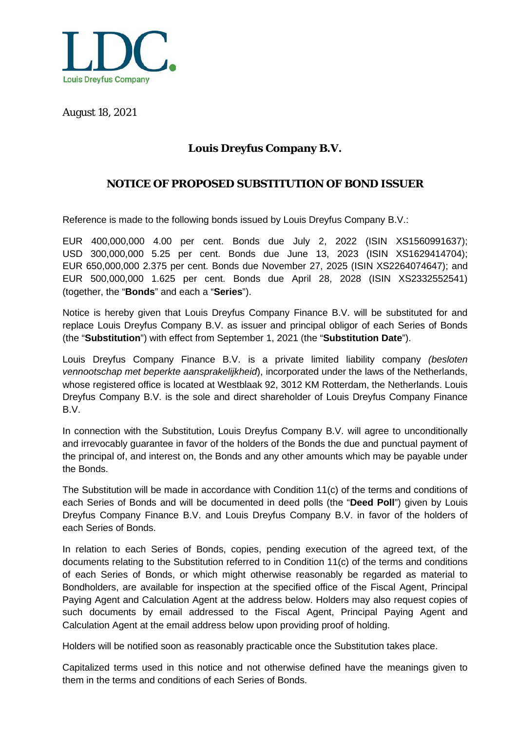LDC.
Louis Dreyfus Company

August 18, 2021

## Louis Dreyfus Company B.V.

## NOTICE OF PROPOSED SUBSTITUTION OF BOND ISSUER

Reference is made to the following bonds issued by Louis Dreyfus Company B.V.:

EUR 400,000,000 4.00 per cent. Bonds due July 2, 2022 (ISIN XS1560991637); USD 300,000,000 5.25 per cent. Bonds due June 13, 2023 (ISIN XS1629414704); EUR 650,000,000 2.375 per cent. Bonds due November 27, 2025 (ISIN XS2264074647); and EUR 500,000,000 1.625 per cent. Bonds due April 28, 2028 (ISIN XS2332552541) (together, the "**Bonds**" and each a "**Series**").

Notice is hereby given that Louis Dreyfus Company Finance B.V. will be substituted for and replace Louis Dreyfus Company B.V. as issuer and principal obligor of each Series of Bonds (the "**Substitution**") with effect from September 1, 2021 (the "**Substitution Date**").

Louis Dreyfus Company Finance B.V. is a private limited liability company *(besloten vennootschap met beperkte aansprakelijkheid*), incorporated under the laws of the Netherlands, whose registered office is located at Westblaak 92, 3012 KM Rotterdam, the Netherlands. Louis Dreyfus Company B.V. is the sole and direct shareholder of Louis Dreyfus Company Finance B.V.

In connection with the Substitution, Louis Dreyfus Company B.V. will agree to unconditionally and irrevocably guarantee in favor of the holders of the Bonds the due and punctual payment of the principal of, and interest on, the Bonds and any other amounts which may be payable under the Bonds.

The Substitution will be made in accordance with Condition 11(c) of the terms and conditions of each Series of Bonds and will be documented in deed polls (the "**Deed Poll**") given by Louis Dreyfus Company Finance B.V. and Louis Dreyfus Company B.V. in favor of the holders of each Series of Bonds.

In relation to each Series of Bonds, copies, pending execution of the agreed text, of the documents relating to the Substitution referred to in Condition 11(c) of the terms and conditions of each Series of Bonds, or which might otherwise reasonably be regarded as material to Bondholders, are available for inspection at the specified office of the Fiscal Agent, Principal Paying Agent and Calculation Agent at the address below. Holders may also request copies of such documents by email addressed to the Fiscal Agent, Principal Paying Agent and Calculation Agent at the email address below upon providing proof of holding.

Holders will be notified soon as reasonably practicable once the Substitution takes place.

Capitalized terms used in this notice and not otherwise defined have the meanings given to them in the terms and conditions of each Series of Bonds.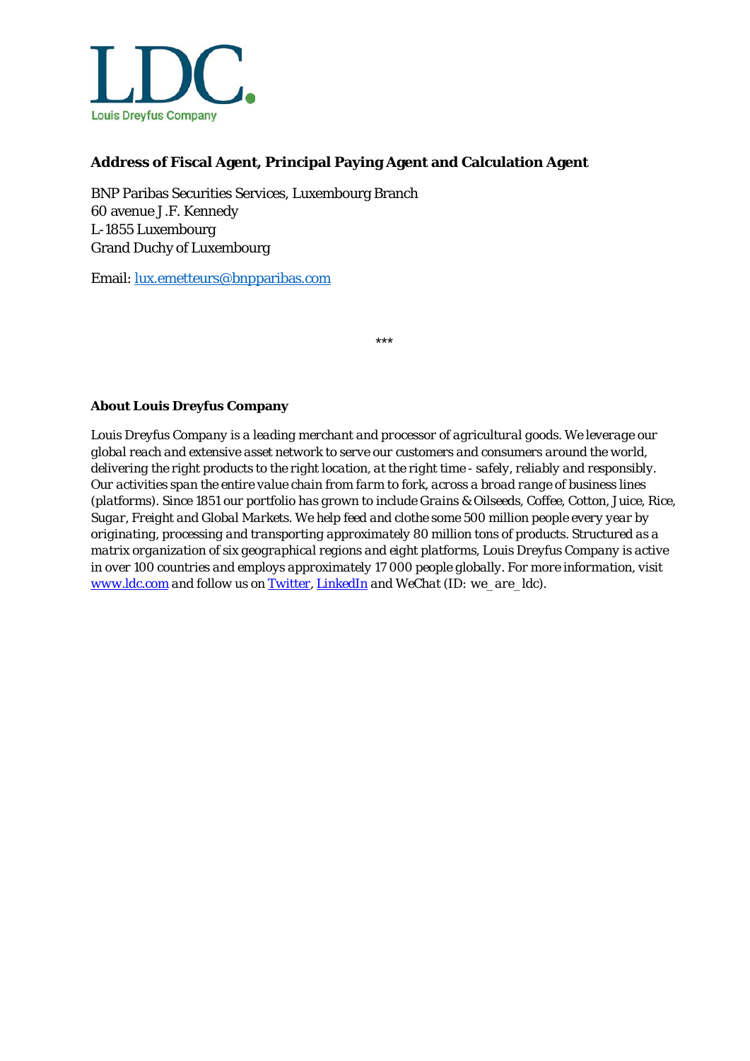**Address of Fiscal Agent, Principal Paying Agent and Calculation Agent**

BNP Paribas Securities Services, Luxembourg Branch
60 avenue J.F. Kennedy
L-1855 Luxembourg
Grand Duchy of Luxembourg

Email: lux.emetteurs@bnpparibas.com

***

**About Louis Dreyfus Company**

*Louis Dreyfus Company is a leading merchant and processor of agricultural goods. We leverage our global reach and extensive asset network to serve our customers and consumers around the world, delivering the right products to the right location, at the right time - safely, reliably and responsibly. Our activities span the entire value chain from farm to fork, across a broad range of business lines (platforms). Since 1851 our portfolio has grown to include Grains & Oilseeds, Coffee, Cotton, Juice, Rice, Sugar, Freight and Global Markets. We help feed and clothe some 500 million people every year by originating, processing and transporting approximately 80 million tons of products. Structured as a matrix organization of six geographical regions and eight platforms, Louis Dreyfus Company is active in over 100 countries and employs approximately 17 000 people globally. For more information, visit www.ldc.com and follow us on Twitter, LinkedIn and WeChat (ID: we_are_ldc).*